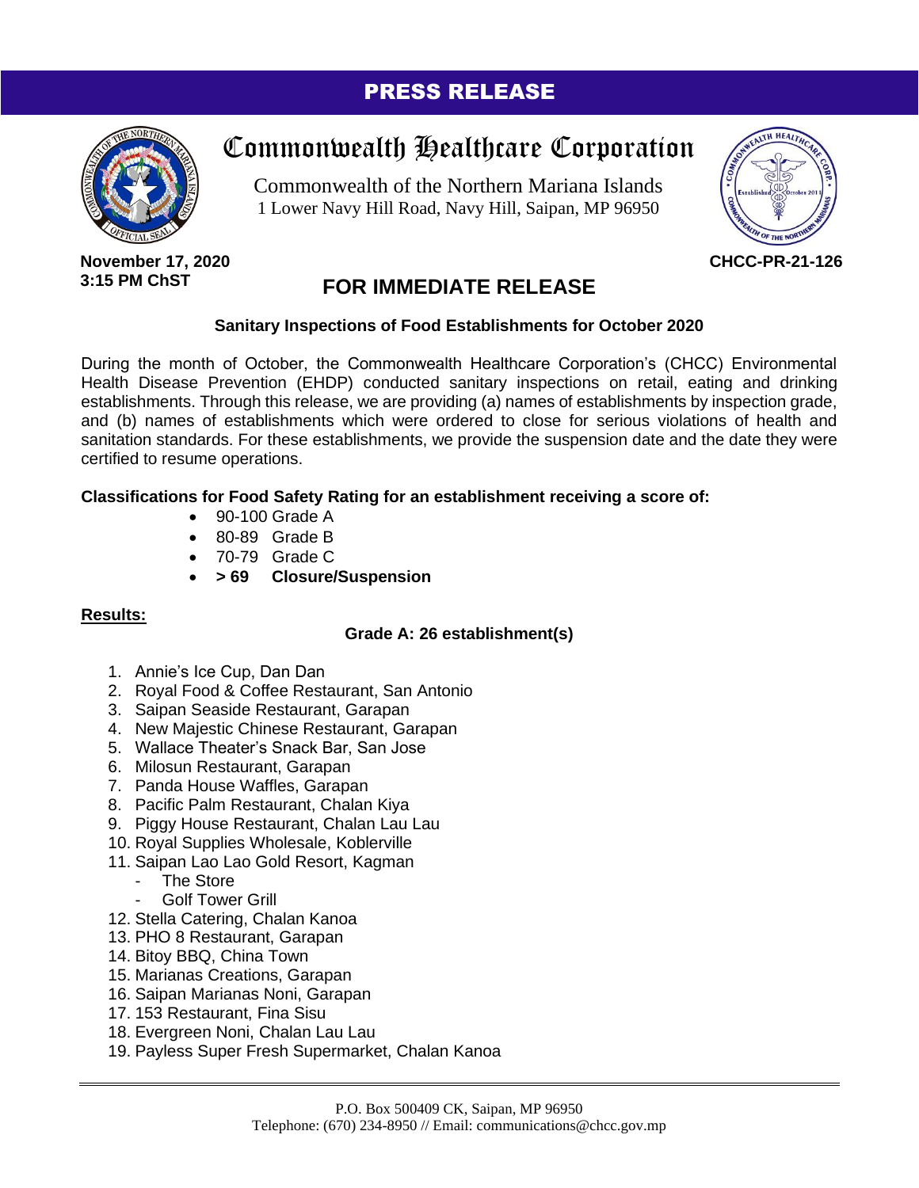# PRESS RELEASE

## Commonwealth Healthcare Corporation

Commonwealth of the Northern Mariana Islands
1 Lower Navy Hill Road, Navy Hill, Saipan, MP 96950

**November 17, 2020**
**3:15 PM ChST**

**CHCC-PR-21-126**

## FOR IMMEDIATE RELEASE

### Sanitary Inspections of Food Establishments for October 2020

During the month of October, the Commonwealth Healthcare Corporation's (CHCC) Environmental Health Disease Prevention (EHDP) conducted sanitary inspections on retail, eating and drinking establishments. Through this release, we are providing (a) names of establishments by inspection grade, and (b) names of establishments which were ordered to close for serious violations of health and sanitation standards. For these establishments, we provide the suspension date and the date they were certified to resume operations.

**Classifications for Food Safety Rating for an establishment receiving a score of:**

- 90-100 Grade A
- 80-89 Grade B
- 70-79 Grade C
- **> 69 Closure/Suspension**

**<u>Results:</u>**

**Grade A: 26 establishment(s)**

1. Annie's Ice Cup, Dan Dan
2. Royal Food & Coffee Restaurant, San Antonio
3. Saipan Seaside Restaurant, Garapan
4. New Majestic Chinese Restaurant, Garapan
5. Wallace Theater's Snack Bar, San Jose
6. Milosun Restaurant, Garapan
7. Panda House Waffles, Garapan
8. Pacific Palm Restaurant, Chalan Kiya
9. Piggy House Restaurant, Chalan Lau Lau
10. Royal Supplies Wholesale, Koblerville
11. Saipan Lao Lao Gold Resort, Kagman
    - The Store
    - Golf Tower Grill
12. Stella Catering, Chalan Kanoa
13. PHO 8 Restaurant, Garapan
14. Bitoy BBQ, China Town
15. Marianas Creations, Garapan
16. Saipan Marianas Noni, Garapan
17. 153 Restaurant, Fina Sisu
18. Evergreen Noni, Chalan Lau Lau
19. Payless Super Fresh Supermarket, Chalan Kanoa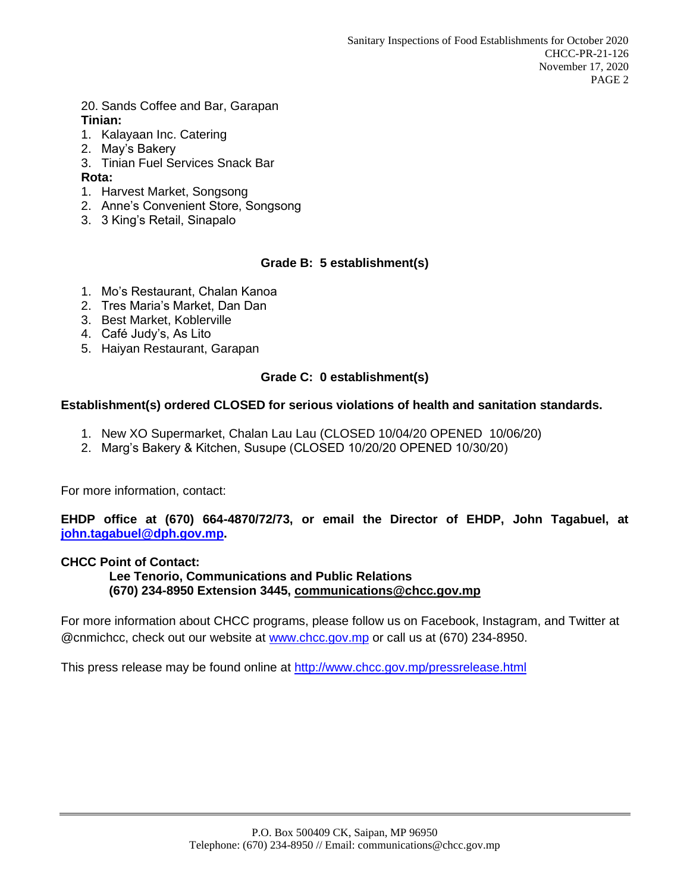20. Sands Coffee and Bar, Garapan

**Tinian:**

1. Kalayaan Inc. Catering
2. May's Bakery
3. Tinian Fuel Services Snack Bar

**Rota:**

1. Harvest Market, Songsong
2. Anne's Convenient Store, Songsong
3. 3 King's Retail, Sinapalo

**Grade B: 5 establishment(s)**

1. Mo's Restaurant, Chalan Kanoa
2. Tres Maria's Market, Dan Dan
3. Best Market, Koblerville
4. Café Judy's, As Lito
5. Haiyan Restaurant, Garapan

**Grade C: 0 establishment(s)**

**Establishment(s) ordered CLOSED for serious violations of health and sanitation standards.**

1. New XO Supermarket, Chalan Lau Lau (CLOSED 10/04/20 OPENED 10/06/20)
2. Marg's Bakery & Kitchen, Susupe (CLOSED 10/20/20 OPENED 10/30/20)

For more information, contact:

**EHDP office at (670) 664-4870/72/73, or email the Director of EHDP, John Tagabuel, at john.tagabuel@dph.gov.mp.**

**CHCC Point of Contact:**
**Lee Tenorio, Communications and Public Relations**
**(670) 234-8950 Extension 3445, communications@chcc.gov.mp**

For more information about CHCC programs, please follow us on Facebook, Instagram, and Twitter at @cnmichcc, check out our website at www.chcc.gov.mp or call us at (670) 234-8950.

This press release may be found online at http://www.chcc.gov.mp/pressrelease.html

P.O. Box 500409 CK, Saipan, MP 96950
Telephone: (670) 234-8950 // Email: communications@chcc.gov.mp